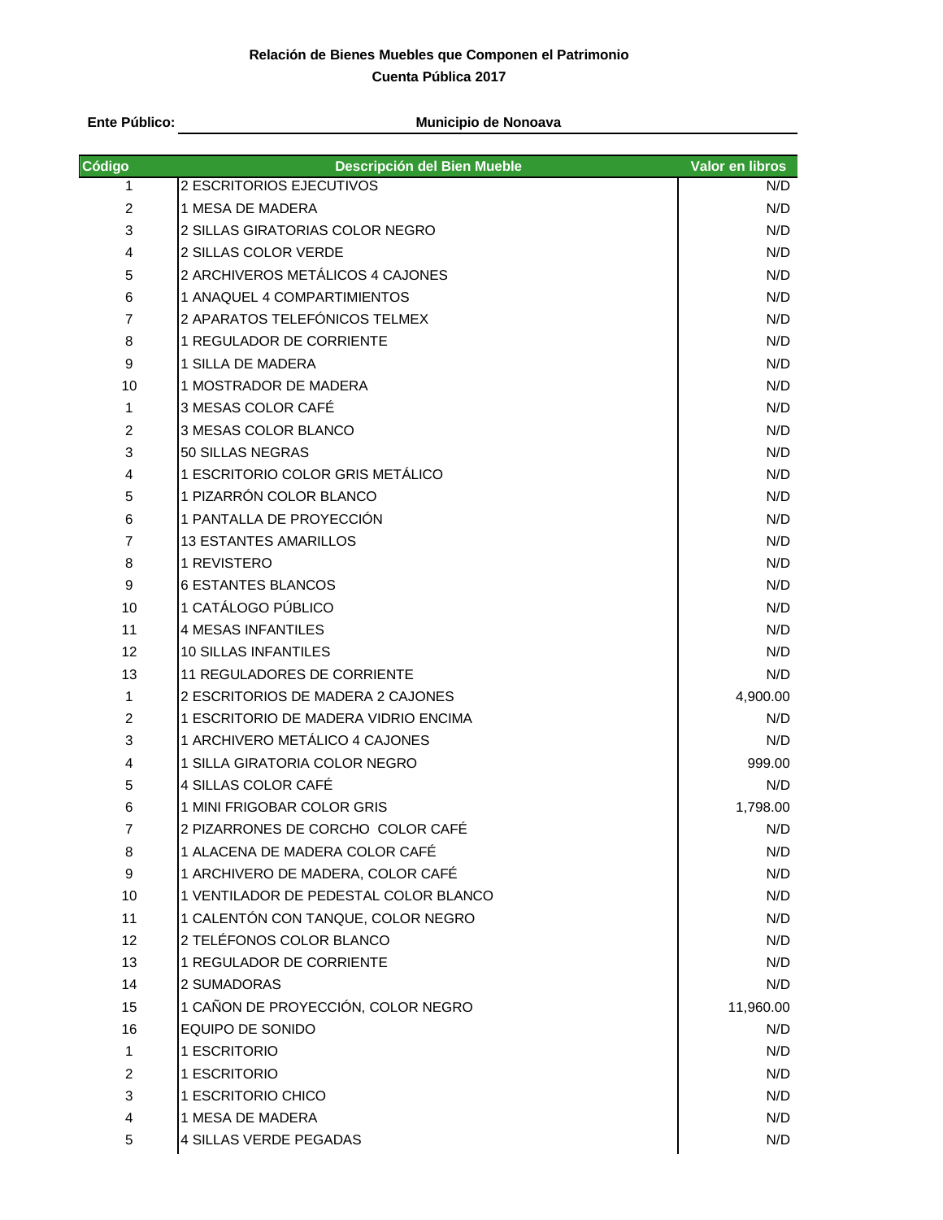**Relación de Bienes Muebles que Componen el Patrimonio**

**Cuenta Pública 2017**

**Ente Público:** **Municipio de Nonoava**

| Código | Descripción del Bien Mueble | Valor en libros |
|---|---|---|
| 1 | 2 ESCRITORIOS EJECUTIVOS | N/D |
| 2 | 1 MESA DE MADERA | N/D |
| 3 | 2 SILLAS GIRATORIAS COLOR NEGRO | N/D |
| 4 | 2 SILLAS COLOR VERDE | N/D |
| 5 | 2 ARCHIVEROS METÁLICOS 4 CAJONES | N/D |
| 6 | 1 ANAQUEL 4 COMPARTIMIENTOS | N/D |
| 7 | 2 APARATOS TELEFÓNICOS TELMEX | N/D |
| 8 | 1 REGULADOR DE CORRIENTE | N/D |
| 9 | 1 SILLA DE MADERA | N/D |
| 10 | 1 MOSTRADOR DE MADERA | N/D |
| 1 | 3 MESAS COLOR CAFÉ | N/D |
| 2 | 3 MESAS COLOR BLANCO | N/D |
| 3 | 50 SILLAS NEGRAS | N/D |
| 4 | 1 ESCRITORIO COLOR GRIS METÁLICO | N/D |
| 5 | 1 PIZARRÓN COLOR BLANCO | N/D |
| 6 | 1 PANTALLA DE PROYECCIÓN | N/D |
| 7 | 13 ESTANTES AMARILLOS | N/D |
| 8 | 1 REVISTERO | N/D |
| 9 | 6 ESTANTES BLANCOS | N/D |
| 10 | 1 CATÁLOGO PÚBLICO | N/D |
| 11 | 4 MESAS INFANTILES | N/D |
| 12 | 10 SILLAS INFANTILES | N/D |
| 13 | 11 REGULADORES DE CORRIENTE | N/D |
| 1 | 2 ESCRITORIOS DE MADERA 2 CAJONES | 4,900.00 |
| 2 | 1 ESCRITORIO DE MADERA VIDRIO ENCIMA | N/D |
| 3 | 1 ARCHIVERO METÁLICO 4 CAJONES | N/D |
| 4 | 1 SILLA GIRATORIA COLOR NEGRO | 999.00 |
| 5 | 4 SILLAS COLOR CAFÉ | N/D |
| 6 | 1 MINI FRIGOBAR COLOR GRIS | 1,798.00 |
| 7 | 2 PIZARRONES DE CORCHO COLOR CAFÉ | N/D |
| 8 | 1 ALACENA DE MADERA COLOR CAFÉ | N/D |
| 9 | 1 ARCHIVERO DE MADERA, COLOR CAFÉ | N/D |
| 10 | 1 VENTILADOR DE PEDESTAL COLOR BLANCO | N/D |
| 11 | 1 CALENTÓN CON TANQUE, COLOR NEGRO | N/D |
| 12 | 2 TELÉFONOS COLOR BLANCO | N/D |
| 13 | 1 REGULADOR DE CORRIENTE | N/D |
| 14 | 2 SUMADORAS | N/D |
| 15 | 1 CAÑON DE PROYECCIÓN, COLOR NEGRO | 11,960.00 |
| 16 | EQUIPO DE SONIDO | N/D |
| 1 | 1 ESCRITORIO | N/D |
| 2 | 1 ESCRITORIO | N/D |
| 3 | 1 ESCRITORIO CHICO | N/D |
| 4 | 1 MESA DE MADERA | N/D |
| 5 | 4 SILLAS VERDE PEGADAS | N/D |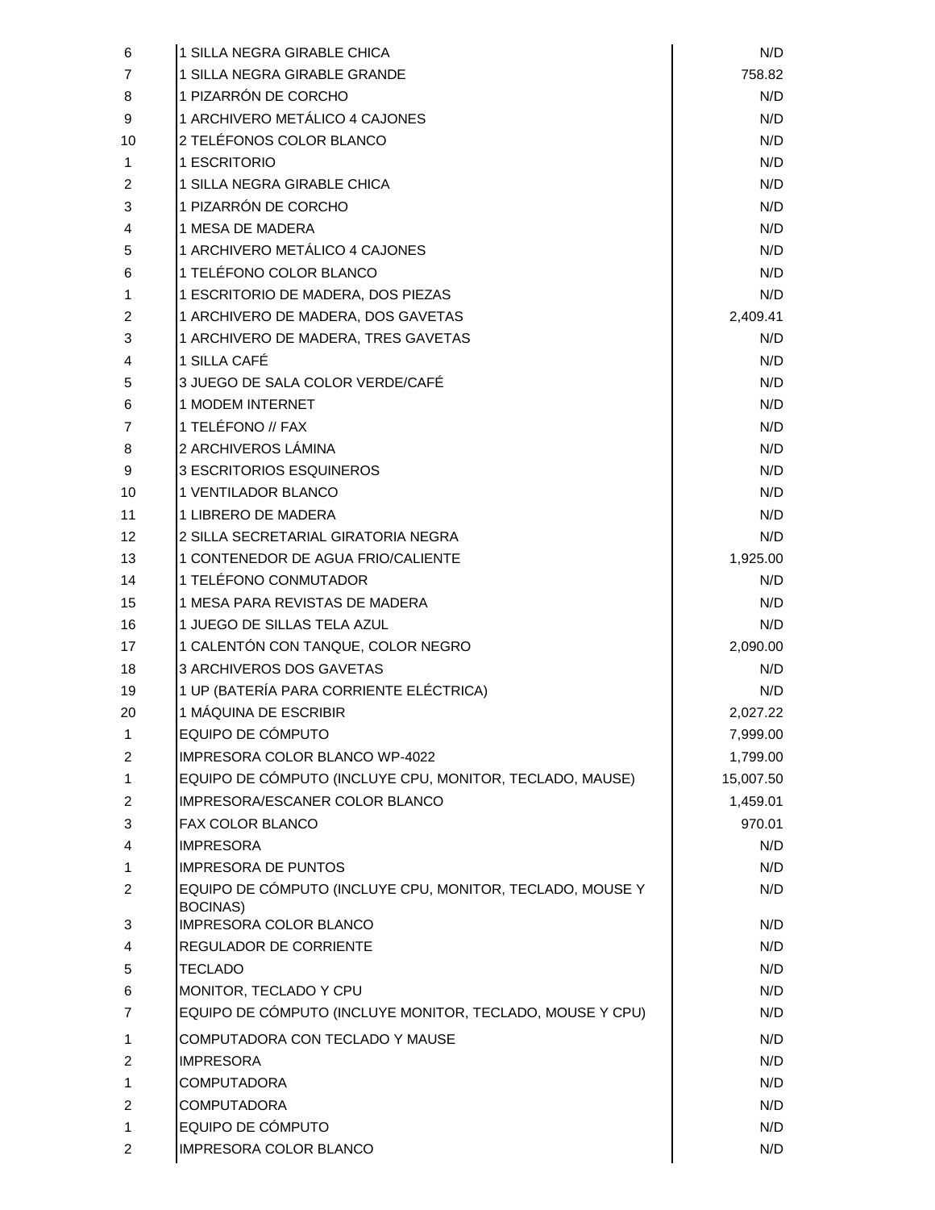| | | |
|---|---|---|
| 6 | 1 SILLA NEGRA GIRABLE CHICA | N/D |
| 7 | 1 SILLA NEGRA GIRABLE GRANDE | 758.82 |
| 8 | 1 PIZARRÓN DE CORCHO | N/D |
| 9 | 1 ARCHIVERO METÁLICO 4 CAJONES | N/D |
| 10 | 2 TELÉFONOS COLOR BLANCO | N/D |
| 1 | 1 ESCRITORIO | N/D |
| 2 | 1 SILLA NEGRA GIRABLE CHICA | N/D |
| 3 | 1 PIZARRÓN DE CORCHO | N/D |
| 4 | 1 MESA DE MADERA | N/D |
| 5 | 1 ARCHIVERO METÁLICO 4 CAJONES | N/D |
| 6 | 1 TELÉFONO COLOR BLANCO | N/D |
| 1 | 1 ESCRITORIO DE MADERA, DOS PIEZAS | N/D |
| 2 | 1 ARCHIVERO DE MADERA, DOS GAVETAS | 2,409.41 |
| 3 | 1 ARCHIVERO DE MADERA, TRES GAVETAS | N/D |
| 4 | 1 SILLA CAFÉ | N/D |
| 5 | 3 JUEGO DE SALA COLOR VERDE/CAFÉ | N/D |
| 6 | 1 MODEM INTERNET | N/D |
| 7 | 1 TELÉFONO // FAX | N/D |
| 8 | 2 ARCHIVEROS LÁMINA | N/D |
| 9 | 3 ESCRITORIOS ESQUINEROS | N/D |
| 10 | 1 VENTILADOR BLANCO | N/D |
| 11 | 1 LIBRERO DE MADERA | N/D |
| 12 | 2 SILLA SECRETARIAL GIRATORIA NEGRA | N/D |
| 13 | 1 CONTENEDOR DE AGUA FRIO/CALIENTE | 1,925.00 |
| 14 | 1 TELÉFONO CONMUTADOR | N/D |
| 15 | 1 MESA PARA REVISTAS DE MADERA | N/D |
| 16 | 1 JUEGO DE SILLAS TELA AZUL | N/D |
| 17 | 1 CALENTÓN CON TANQUE, COLOR NEGRO | 2,090.00 |
| 18 | 3 ARCHIVEROS DOS GAVETAS | N/D |
| 19 | 1 UP (BATERÍA PARA CORRIENTE ELÉCTRICA) | N/D |
| 20 | 1 MÁQUINA DE ESCRIBIR | 2,027.22 |
| 1 | EQUIPO DE CÓMPUTO | 7,999.00 |
| 2 | IMPRESORA COLOR BLANCO WP-4022 | 1,799.00 |
| 1 | EQUIPO DE CÓMPUTO (INCLUYE CPU, MONITOR, TECLADO, MAUSE) | 15,007.50 |
| 2 | IMPRESORA/ESCANER COLOR BLANCO | 1,459.01 |
| 3 | FAX COLOR BLANCO | 970.01 |
| 4 | IMPRESORA | N/D |
| 1 | IMPRESORA DE PUNTOS | N/D |
| 2 | EQUIPO DE CÓMPUTO (INCLUYE CPU, MONITOR, TECLADO, MOUSE Y BOCINAS) | N/D |
| 3 | IMPRESORA COLOR BLANCO | N/D |
| 4 | REGULADOR DE CORRIENTE | N/D |
| 5 | TECLADO | N/D |
| 6 | MONITOR, TECLADO Y CPU | N/D |
| 7 | EQUIPO DE CÓMPUTO (INCLUYE MONITOR, TECLADO, MOUSE Y CPU) | N/D |
| 1 | COMPUTADORA CON TECLADO Y MAUSE | N/D |
| 2 | IMPRESORA | N/D |
| 1 | COMPUTADORA | N/D |
| 2 | COMPUTADORA | N/D |
| 1 | EQUIPO DE CÓMPUTO | N/D |
| 2 | IMPRESORA COLOR BLANCO | N/D |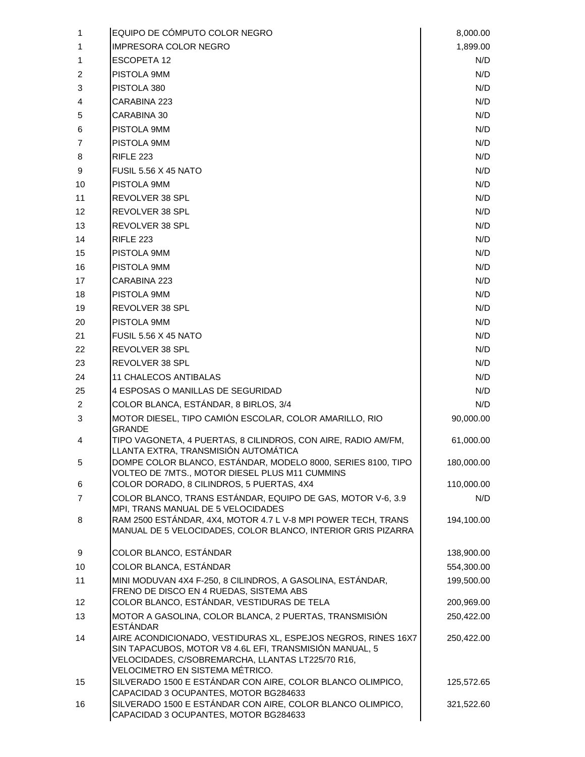| | | |
|---|---|---|
| 1 | EQUIPO DE CÓMPUTO COLOR NEGRO | 8,000.00 |
| 1 | IMPRESORA COLOR NEGRO | 1,899.00 |
| 1 | ESCOPETA 12 | N/D |
| 2 | PISTOLA 9MM | N/D |
| 3 | PISTOLA 380 | N/D |
| 4 | CARABINA 223 | N/D |
| 5 | CARABINA 30 | N/D |
| 6 | PISTOLA 9MM | N/D |
| 7 | PISTOLA 9MM | N/D |
| 8 | RIFLE 223 | N/D |
| 9 | FUSIL 5.56 X 45 NATO | N/D |
| 10 | PISTOLA 9MM | N/D |
| 11 | REVOLVER 38 SPL | N/D |
| 12 | REVOLVER 38 SPL | N/D |
| 13 | REVOLVER 38 SPL | N/D |
| 14 | RIFLE 223 | N/D |
| 15 | PISTOLA 9MM | N/D |
| 16 | PISTOLA 9MM | N/D |
| 17 | CARABINA 223 | N/D |
| 18 | PISTOLA 9MM | N/D |
| 19 | REVOLVER 38 SPL | N/D |
| 20 | PISTOLA 9MM | N/D |
| 21 | FUSIL 5.56 X 45 NATO | N/D |
| 22 | REVOLVER 38 SPL | N/D |
| 23 | REVOLVER 38 SPL | N/D |
| 24 | 11 CHALECOS ANTIBALAS | N/D |
| 25 | 4 ESPOSAS O MANILLAS DE SEGURIDAD | N/D |
| 2 | COLOR BLANCA, ESTÁNDAR, 8 BIRLOS, 3/4 | N/D |
| 3 | MOTOR DIESEL, TIPO CAMIÓN ESCOLAR, COLOR AMARILLO, RIO GRANDE | 90,000.00 |
| 4 | TIPO VAGONETA, 4 PUERTAS, 8 CILINDROS, CON AIRE, RADIO AM/FM, LLANTA EXTRA, TRANSMISIÓN AUTOMÁTICA | 61,000.00 |
| 5 | DOMPE COLOR BLANCO, ESTÁNDAR, MODELO 8000, SERIES 8100, TIPO VOLTEO DE 7MTS., MOTOR DIESEL PLUS M11 CUMMINS | 180,000.00 |
| 6 | COLOR DORADO, 8 CILINDROS, 5 PUERTAS, 4X4 | 110,000.00 |
| 7 | COLOR BLANCO, TRANS ESTÁNDAR, EQUIPO DE GAS, MOTOR V-6, 3.9 MPI, TRANS MANUAL DE 5 VELOCIDADES | N/D |
| 8 | RAM 2500 ESTÁNDAR, 4X4, MOTOR 4.7 L V-8 MPI POWER TECH, TRANS MANUAL DE 5 VELOCIDADES, COLOR BLANCO, INTERIOR GRIS PIZARRA | 194,100.00 |
| 9 | COLOR BLANCO, ESTÁNDAR | 138,900.00 |
| 10 | COLOR BLANCA, ESTÁNDAR | 554,300.00 |
| 11 | MINI MODUVAN 4X4 F-250, 8 CILINDROS, A GASOLINA, ESTÁNDAR, FRENO DE DISCO EN 4 RUEDAS, SISTEMA ABS | 199,500.00 |
| 12 | COLOR BLANCO, ESTÁNDAR, VESTIDURAS DE TELA | 200,969.00 |
| 13 | MOTOR A GASOLINA, COLOR BLANCA, 2 PUERTAS, TRANSMISIÓN ESTÁNDAR | 250,422.00 |
| 14 | AIRE ACONDICIONADO, VESTIDURAS XL, ESPEJOS NEGROS, RINES 16X7 SIN TAPACUBOS, MOTOR V8 4.6L EFI, TRANSMISIÓN MANUAL, 5 VELOCIDADES, C/SOBREMARCHA, LLANTAS LT225/70 R16, VELOCIMETRO EN SISTEMA MÉTRICO. | 250,422.00 |
| 15 | SILVERADO 1500 E ESTÁNDAR CON AIRE, COLOR BLANCO OLIMPICO, CAPACIDAD 3 OCUPANTES, MOTOR BG284633 | 125,572.65 |
| 16 | SILVERADO 1500 E ESTÁNDAR CON AIRE, COLOR BLANCO OLIMPICO, CAPACIDAD 3 OCUPANTES, MOTOR BG284633 | 321,522.60 |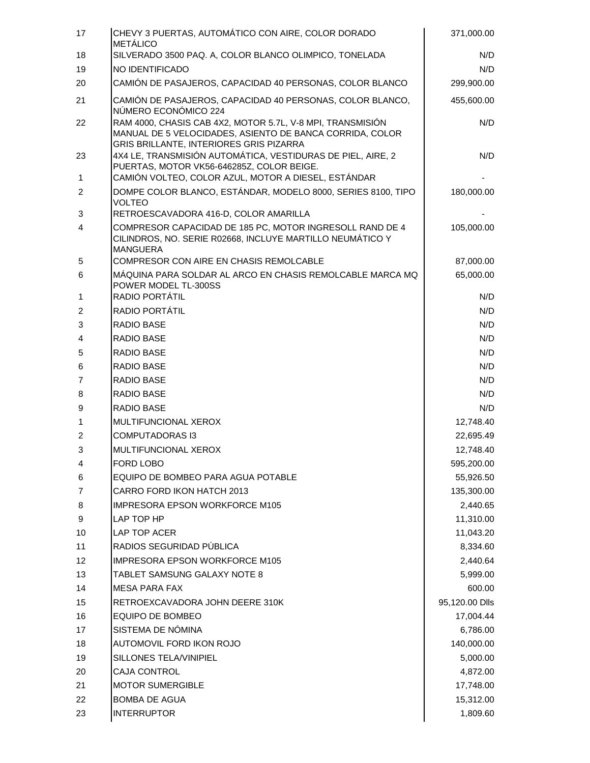| | | |
|---|---|---|
| 17 | CHEVY 3 PUERTAS, AUTOMÁTICO CON AIRE, COLOR DORADO METÁLICO | 371,000.00 |
| 18 | SILVERADO 3500 PAQ. A, COLOR BLANCO OLIMPICO, TONELADA | N/D |
| 19 | NO IDENTIFICADO | N/D |
| 20 | CAMIÓN DE PASAJEROS, CAPACIDAD 40 PERSONAS, COLOR BLANCO | 299,900.00 |
| 21 | CAMIÓN DE PASAJEROS, CAPACIDAD 40 PERSONAS, COLOR BLANCO, NÚMERO ECONÓMICO 224 | 455,600.00 |
| 22 | RAM 4000, CHASIS CAB 4X2, MOTOR 5.7L, V-8 MPI, TRANSMISIÓN MANUAL DE 5 VELOCIDADES, ASIENTO DE BANCA CORRIDA, COLOR GRIS BRILLANTE, INTERIORES GRIS PIZARRA | N/D |
| 23 | 4X4 LE, TRANSMISIÓN AUTOMÁTICA, VESTIDURAS DE PIEL, AIRE, 2 PUERTAS, MOTOR VK56-646285Z, COLOR BEIGE. | N/D |
| 1 | CAMIÓN VOLTEO, COLOR AZUL, MOTOR A DIESEL, ESTÁNDAR | - |
| 2 | DOMPE COLOR BLANCO, ESTÁNDAR, MODELO 8000, SERIES 8100, TIPO VOLTEO | 180,000.00 |
| 3 | RETROESCAVADORA 416-D, COLOR AMARILLA | - |
| 4 | COMPRESOR CAPACIDAD DE 185 PC, MOTOR INGRESOLL RAND DE 4 CILINDROS, NO. SERIE R02668, INCLUYE MARTILLO NEUMÁTICO Y MANGUERA | 105,000.00 |
| 5 | COMPRESOR CON AIRE EN CHASIS REMOLCABLE | 87,000.00 |
| 6 | MÁQUINA PARA SOLDAR AL ARCO EN CHASIS REMOLCABLE MARCA MQ POWER MODEL TL-300SS | 65,000.00 |
| 1 | RADIO PORTÁTIL | N/D |
| 2 | RADIO PORTÁTIL | N/D |
| 3 | RADIO BASE | N/D |
| 4 | RADIO BASE | N/D |
| 5 | RADIO BASE | N/D |
| 6 | RADIO BASE | N/D |
| 7 | RADIO BASE | N/D |
| 8 | RADIO BASE | N/D |
| 9 | RADIO BASE | N/D |
| 1 | MULTIFUNCIONAL XEROX | 12,748.40 |
| 2 | COMPUTADORAS I3 | 22,695.49 |
| 3 | MULTIFUNCIONAL XEROX | 12,748.40 |
| 4 | FORD LOBO | 595,200.00 |
| 6 | EQUIPO DE BOMBEO PARA AGUA POTABLE | 55,926.50 |
| 7 | CARRO FORD IKON HATCH 2013 | 135,300.00 |
| 8 | IMPRESORA EPSON WORKFORCE M105 | 2,440.65 |
| 9 | LAP TOP HP | 11,310.00 |
| 10 | LAP TOP ACER | 11,043.20 |
| 11 | RADIOS SEGURIDAD PÚBLICA | 8,334.60 |
| 12 | IMPRESORA EPSON WORKFORCE M105 | 2,440.64 |
| 13 | TABLET SAMSUNG GALAXY NOTE 8 | 5,999.00 |
| 14 | MESA PARA FAX | 600.00 |
| 15 | RETROEXCAVADORA JOHN DEERE 310K | 95,120.00 Dlls |
| 16 | EQUIPO DE BOMBEO | 17,004.44 |
| 17 | SISTEMA DE NÓMINA | 6,786.00 |
| 18 | AUTOMOVIL FORD IKON ROJO | 140,000.00 |
| 19 | SILLONES TELA/VINIPIEL | 5,000.00 |
| 20 | CAJA CONTROL | 4,872.00 |
| 21 | MOTOR SUMERGIBLE | 17,748.00 |
| 22 | BOMBA DE AGUA | 15,312.00 |
| 23 | INTERRUPTOR | 1,809.60 |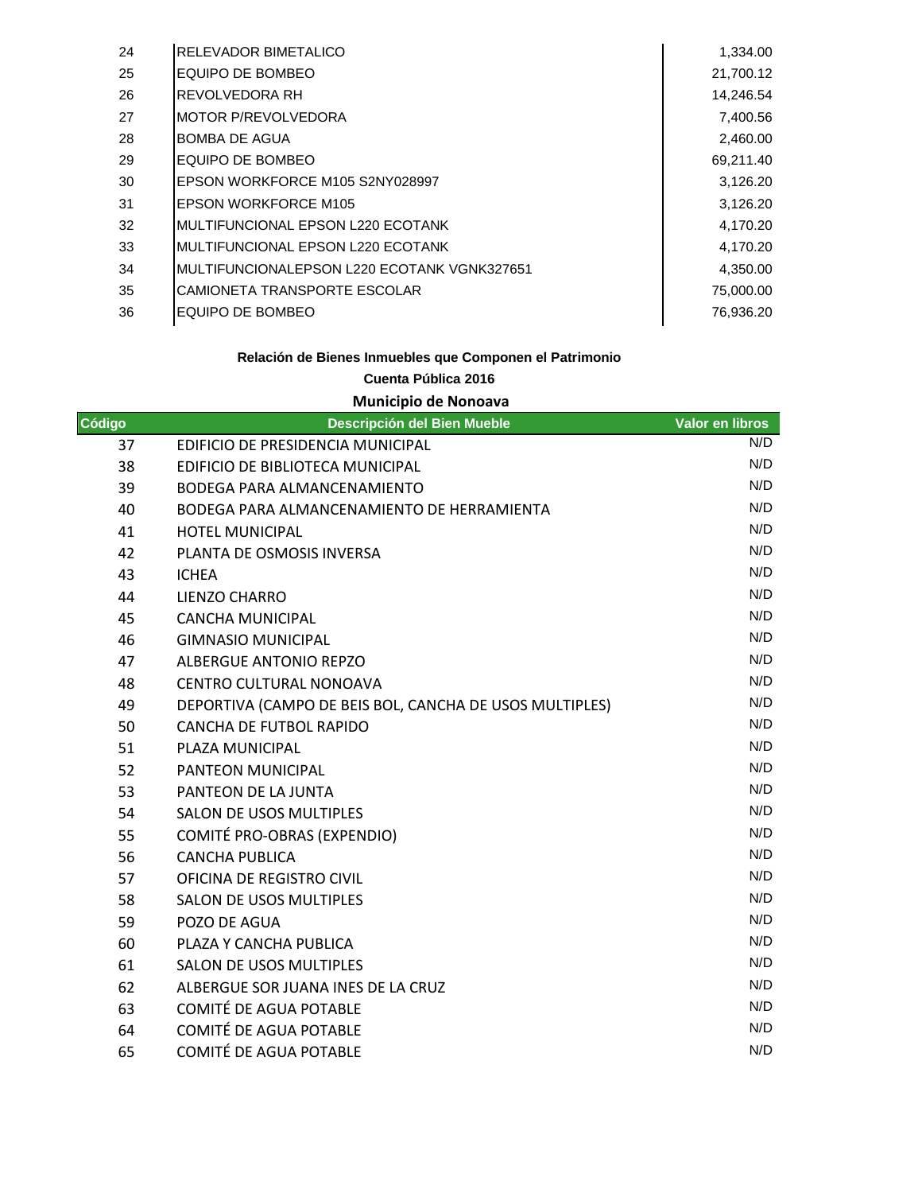| | | |
|---|---|---|
| 24 | RELEVADOR BIMETALICO | 1,334.00 |
| 25 | EQUIPO DE BOMBEO | 21,700.12 |
| 26 | REVOLVEDORA RH | 14,246.54 |
| 27 | MOTOR P/REVOLVEDORA | 7,400.56 |
| 28 | BOMBA DE AGUA | 2,460.00 |
| 29 | EQUIPO DE BOMBEO | 69,211.40 |
| 30 | EPSON WORKFORCE M105 S2NY028997 | 3,126.20 |
| 31 | EPSON WORKFORCE M105 | 3,126.20 |
| 32 | MULTIFUNCIONAL EPSON L220 ECOTANK | 4,170.20 |
| 33 | MULTIFUNCIONAL EPSON L220 ECOTANK | 4,170.20 |
| 34 | MULTIFUNCIONALEPSON L220 ECOTANK VGNK327651 | 4,350.00 |
| 35 | CAMIONETA TRANSPORTE ESCOLAR | 75,000.00 |
| 36 | EQUIPO DE BOMBEO | 76,936.20 |

**Relación de Bienes Inmuebles que Componen el Patrimonio**

**Cuenta Pública 2016**

**Municipio de Nonoava**

| Código | Descripción del Bien Mueble | Valor en libros |
|---|---|---|
| 37 | EDIFICIO DE PRESIDENCIA MUNICIPAL | N/D |
| 38 | EDIFICIO DE BIBLIOTECA MUNICIPAL | N/D |
| 39 | BODEGA PARA ALMANCENAMIENTO | N/D |
| 40 | BODEGA PARA ALMACENAMIENTO DE HERRAMIENTA | N/D |
| 41 | HOTEL MUNICIPAL | N/D |
| 42 | PLANTA DE OSMOSIS INVERSA | N/D |
| 43 | ICHEA | N/D |
| 44 | LIENZO CHARRO | N/D |
| 45 | CANCHA MUNICIPAL | N/D |
| 46 | GIMNASIO MUNICIPAL | N/D |
| 47 | ALBERGUE ANTONIO REPZO | N/D |
| 48 | CENTRO CULTURAL NONOAVA | N/D |
| 49 | DEPORTIVA (CAMPO DE BEIS BOL, CANCHA DE USOS MULTIPLES) | N/D |
| 50 | CANCHA DE FUTBOL RAPIDO | N/D |
| 51 | PLAZA MUNICIPAL | N/D |
| 52 | PANTEON MUNICIPAL | N/D |
| 53 | PANTEON DE LA JUNTA | N/D |
| 54 | SALON DE USOS MULTIPLES | N/D |
| 55 | COMITÉ PRO-OBRAS (EXPENDIO) | N/D |
| 56 | CANCHA PUBLICA | N/D |
| 57 | OFICINA DE REGISTRO CIVIL | N/D |
| 58 | SALON DE USOS MULTIPLES | N/D |
| 59 | POZO DE AGUA | N/D |
| 60 | PLAZA Y CANCHA PUBLICA | N/D |
| 61 | SALON DE USOS MULTIPLES | N/D |
| 62 | ALBERGUE SOR JUANA INES DE LA CRUZ | N/D |
| 63 | COMITÉ DE AGUA POTABLE | N/D |
| 64 | COMITÉ DE AGUA POTABLE | N/D |
| 65 | COMITÉ DE AGUA POTABLE | N/D |